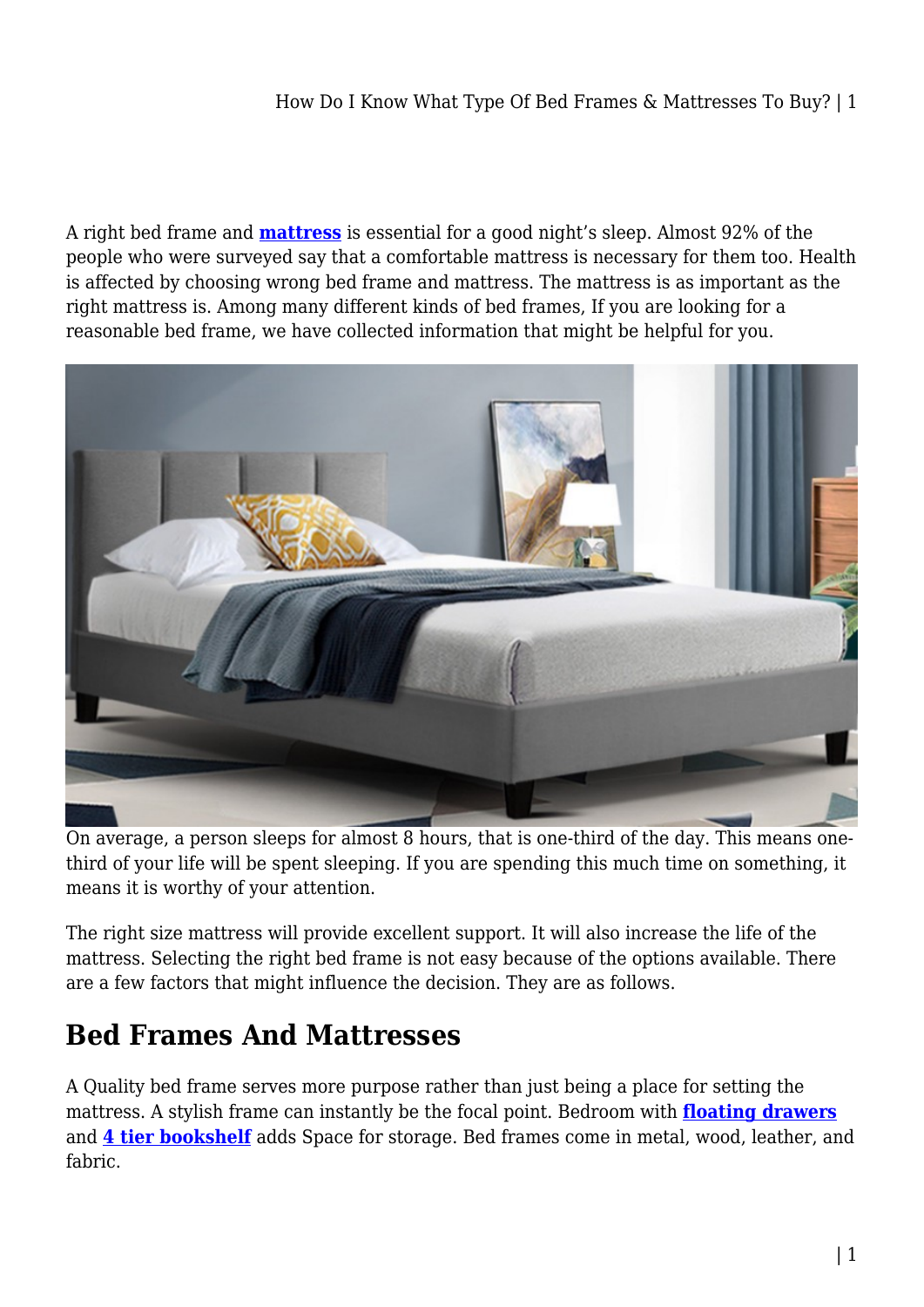A right bed frame and **mattress** is essential for a good night's sleep. Almost 92% of the people who were surveyed say that a comfortable mattress is necessary for them too. Health is affected by choosing wrong bed frame and mattress. The mattress is as important as the right mattress is. Among many different kinds of bed frames, If you are looking for a reasonable bed frame, we have collected information that might be helpful for you.

On average, a person sleeps for almost 8 hours, that is one-third of the day. This means one-third of your life will be spent sleeping. If you are spending this much time on something, it means it is worthy of your attention.

The right size mattress will provide excellent support. It will also increase the life of the mattress. Selecting the right bed frame is not easy because of the options available. There are a few factors that might influence the decision. They are as follows.

## Bed Frames And Mattresses

A Quality bed frame serves more purpose rather than just being a place for setting the mattress. A stylish frame can instantly be the focal point. Bedroom with **floating drawers** and **4 tier bookshelf** adds Space for storage. Bed frames come in metal, wood, leather, and fabric.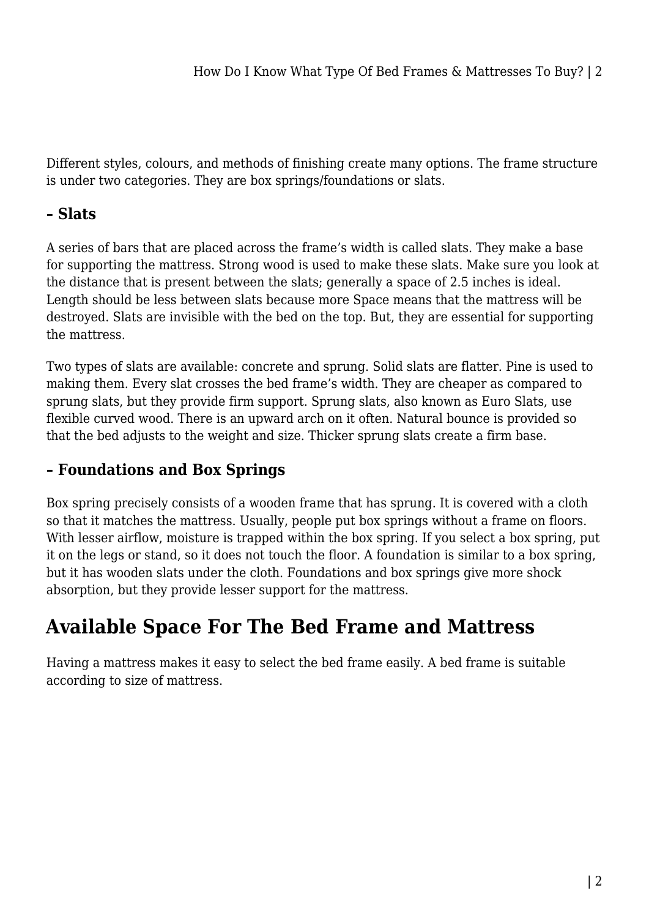Different styles, colours, and methods of finishing create many options. The frame structure is under two categories. They are box springs/foundations or slats.

### – Slats

A series of bars that are placed across the frame's width is called slats. They make a base for supporting the mattress. Strong wood is used to make these slats. Make sure you look at the distance that is present between the slats; generally a space of 2.5 inches is ideal. Length should be less between slats because more Space means that the mattress will be destroyed. Slats are invisible with the bed on the top. But, they are essential for supporting the mattress.

Two types of slats are available: concrete and sprung. Solid slats are flatter. Pine is used to making them. Every slat crosses the bed frame's width. They are cheaper as compared to sprung slats, but they provide firm support. Sprung slats, also known as Euro Slats, use flexible curved wood. There is an upward arch on it often. Natural bounce is provided so that the bed adjusts to the weight and size. Thicker sprung slats create a firm base.

### – Foundations and Box Springs

Box spring precisely consists of a wooden frame that has sprung. It is covered with a cloth so that it matches the mattress. Usually, people put box springs without a frame on floors. With lesser airflow, moisture is trapped within the box spring. If you select a box spring, put it on the legs or stand, so it does not touch the floor. A foundation is similar to a box spring, but it has wooden slats under the cloth. Foundations and box springs give more shock absorption, but they provide lesser support for the mattress.

## Available Space For The Bed Frame and Mattress

Having a mattress makes it easy to select the bed frame easily. A bed frame is suitable according to size of mattress.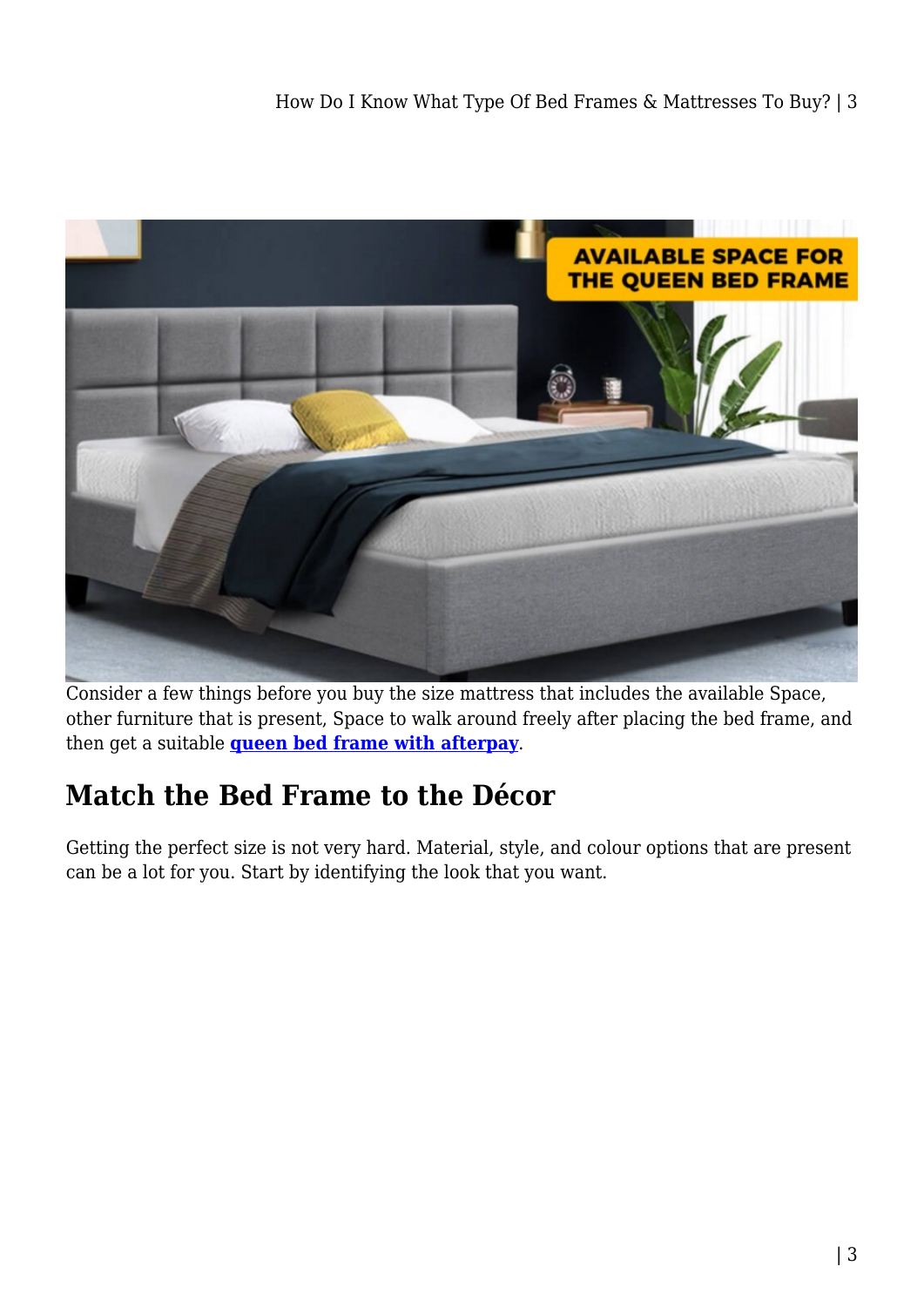Consider a few things before you buy the size mattress that includes the available Space, other furniture that is present, Space to walk around freely after placing the bed frame, and then get a suitable **queen bed frame with afterpay**.

## Match the Bed Frame to the Décor

Getting the perfect size is not very hard. Material, style, and colour options that are present can be a lot for you. Start by identifying the look that you want.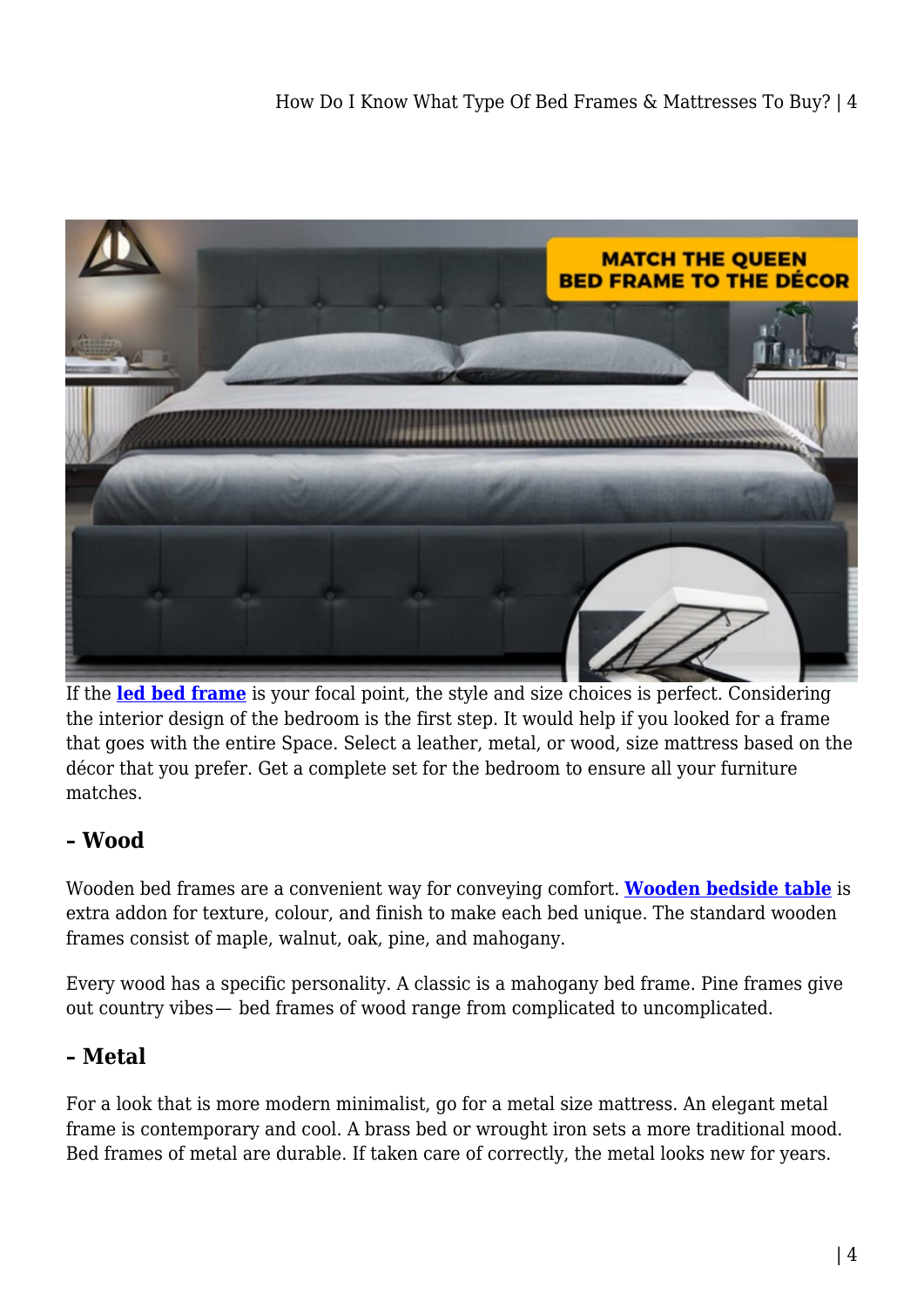If the **led bed frame** is your focal point, the style and size choices is perfect. Considering the interior design of the bedroom is the first step. It would help if you looked for a frame that goes with the entire Space. Select a leather, metal, or wood, size mattress based on the décor that you prefer. Get a complete set for the bedroom to ensure all your furniture matches.

### – Wood

Wooden bed frames are a convenient way for conveying comfort. **Wooden bedside table** is extra addon for texture, colour, and finish to make each bed unique. The standard wooden frames consist of maple, walnut, oak, pine, and mahogany.

Every wood has a specific personality. A classic is a mahogany bed frame. Pine frames give out country vibes— bed frames of wood range from complicated to uncomplicated.

### – Metal

For a look that is more modern minimalist, go for a metal size mattress. An elegant metal frame is contemporary and cool. A brass bed or wrought iron sets a more traditional mood. Bed frames of metal are durable. If taken care of correctly, the metal looks new for years.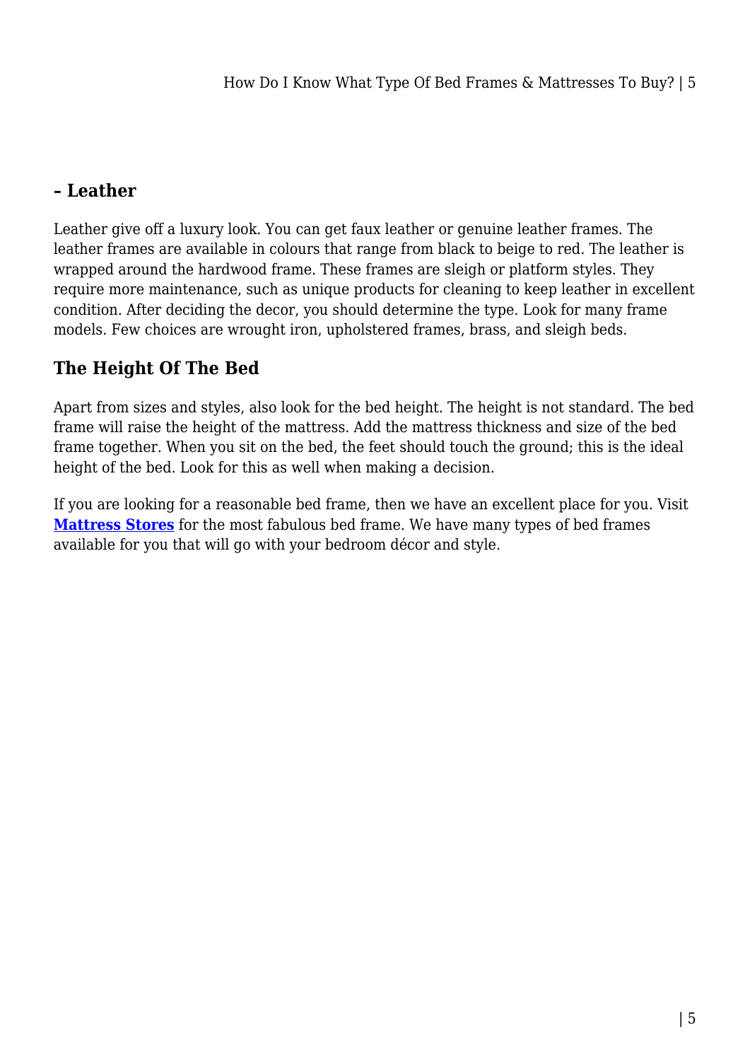### – Leather

Leather give off a luxury look. You can get faux leather or genuine leather frames. The leather frames are available in colours that range from black to beige to red. The leather is wrapped around the hardwood frame. These frames are sleigh or platform styles. They require more maintenance, such as unique products for cleaning to keep leather in excellent condition. After deciding the decor, you should determine the type. Look for many frame models. Few choices are wrought iron, upholstered frames, brass, and sleigh beds.

## The Height Of The Bed

Apart from sizes and styles, also look for the bed height. The height is not standard. The bed frame will raise the height of the mattress. Add the mattress thickness and size of the bed frame together. When you sit on the bed, the feet should touch the ground; this is the ideal height of the bed. Look for this as well when making a decision.

If you are looking for a reasonable bed frame, then we have an excellent place for you. Visit **Mattress Stores** for the most fabulous bed frame. We have many types of bed frames available for you that will go with your bedroom décor and style.